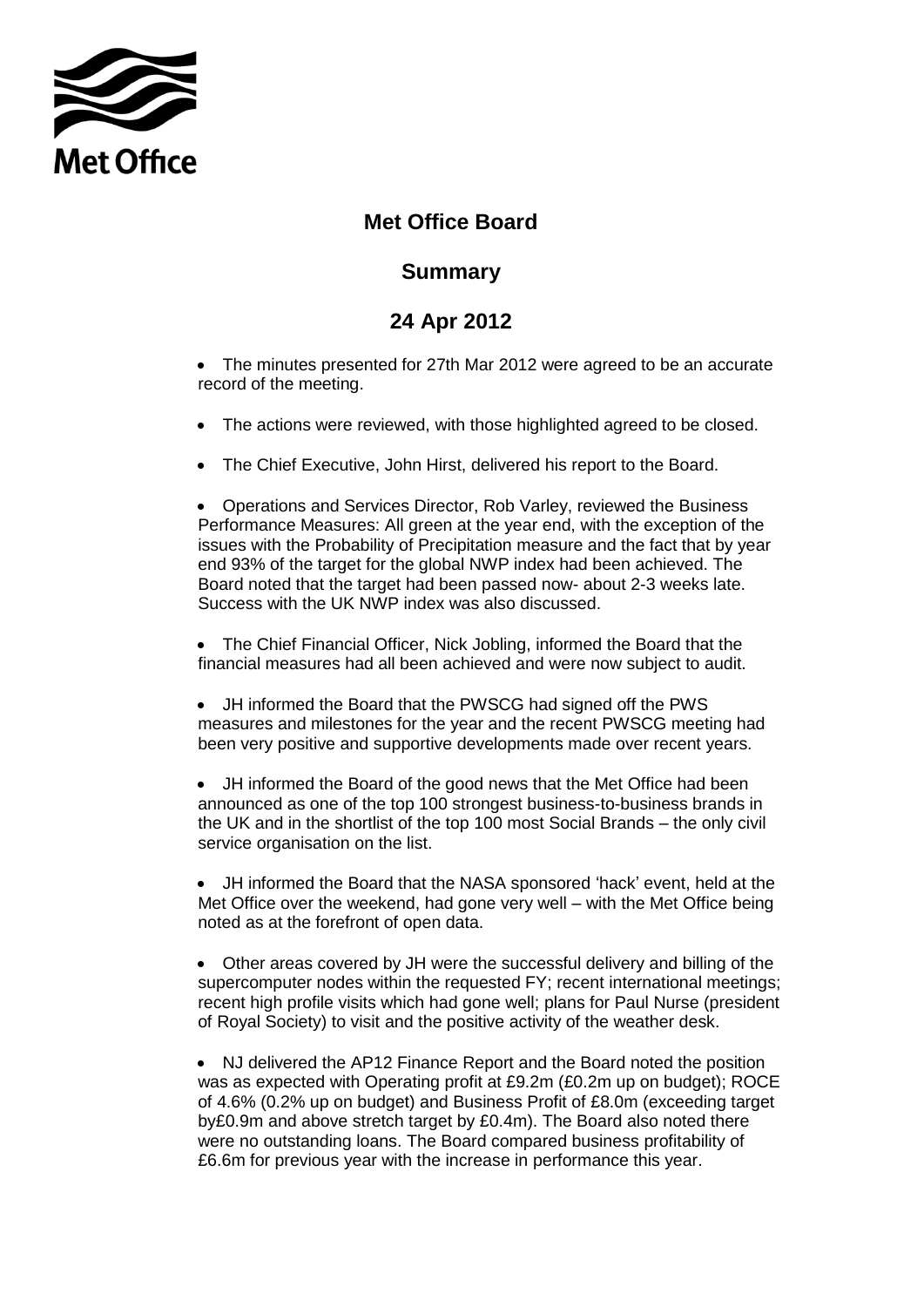Met Office

# Met Office Board

## Summary

## 24 Apr 2012

- The minutes presented for 27th Mar 2012 were agreed to be an accurate record of the meeting.

- The actions were reviewed, with those highlighted agreed to be closed.

- The Chief Executive, John Hirst, delivered his report to the Board.

- Operations and Services Director, Rob Varley, reviewed the Business Performance Measures: All green at the year end, with the exception of the issues with the Probability of Precipitation measure and the fact that by year end 93% of the target for the global NWP index had been achieved. The Board noted that the target had been passed now- about 2-3 weeks late. Success with the UK NWP index was also discussed.

- The Chief Financial Officer, Nick Jobling, informed the Board that the financial measures had all been achieved and were now subject to audit.

- JH informed the Board that the PWSCG had signed off the PWS measures and milestones for the year and the recent PWSCG meeting had been very positive and supportive developments made over recent years.

- JH informed the Board of the good news that the Met Office had been announced as one of the top 100 strongest business-to-business brands in the UK and in the shortlist of the top 100 most Social Brands – the only civil service organisation on the list.

- JH informed the Board that the NASA sponsored 'hack' event, held at the Met Office over the weekend, had gone very well – with the Met Office being noted as at the forefront of open data.

- Other areas covered by JH were the successful delivery and billing of the supercomputer nodes within the requested FY; recent international meetings; recent high profile visits which had gone well; plans for Paul Nurse (president of Royal Society) to visit and the positive activity of the weather desk.

- NJ delivered the AP12 Finance Report and the Board noted the position was as expected with Operating profit at £9.2m (£0.2m up on budget); ROCE of 4.6% (0.2% up on budget) and Business Profit of £8.0m (exceeding target by£0.9m and above stretch target by £0.4m). The Board also noted there were no outstanding loans. The Board compared business profitability of £6.6m for previous year with the increase in performance this year.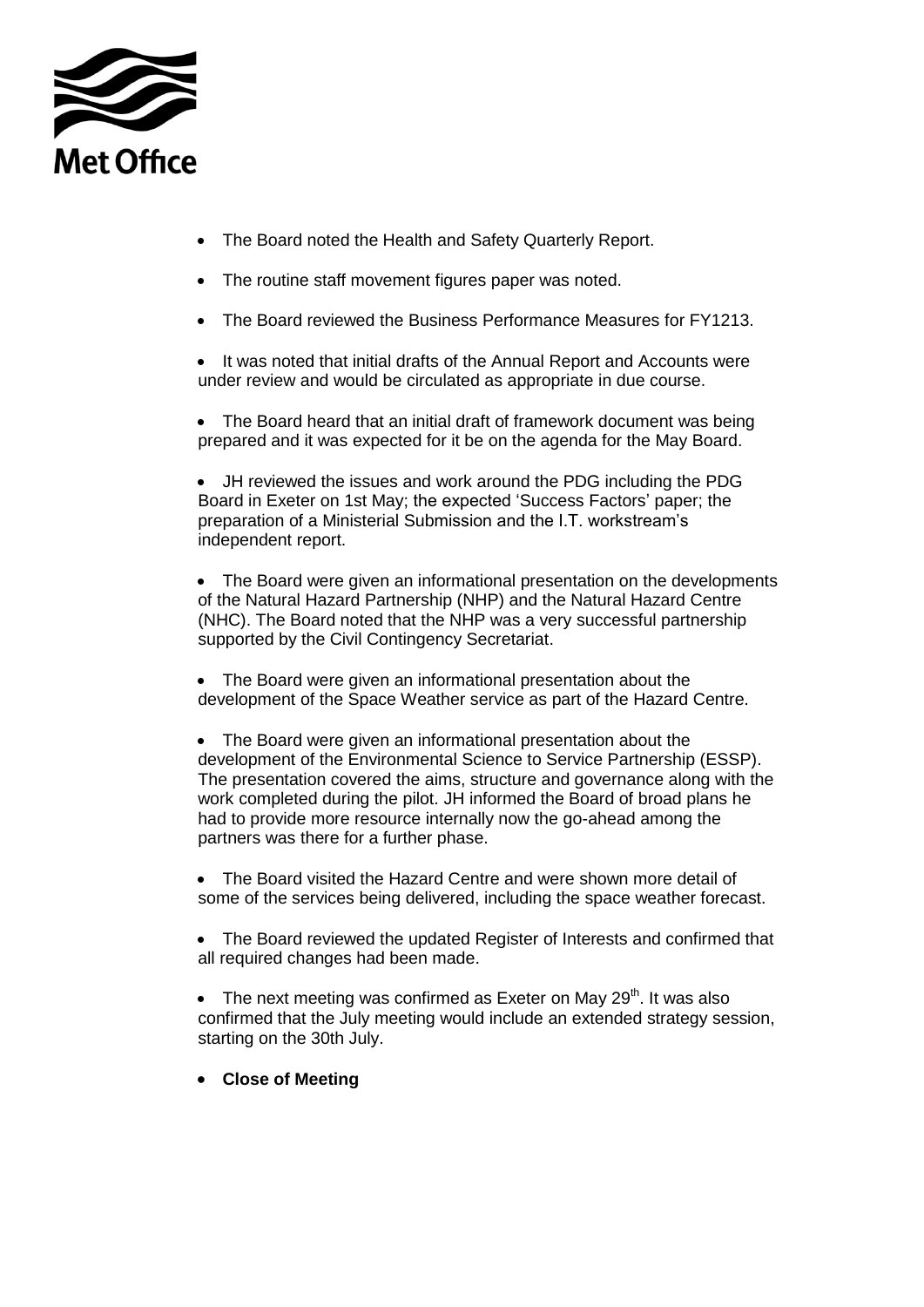- The Board noted the Health and Safety Quarterly Report.
- The routine staff movement figures paper was noted.
- The Board reviewed the Business Performance Measures for FY1213.
- It was noted that initial drafts of the Annual Report and Accounts were under review and would be circulated as appropriate in due course.
- The Board heard that an initial draft of framework document was being prepared and it was expected for it be on the agenda for the May Board.
- JH reviewed the issues and work around the PDG including the PDG Board in Exeter on 1st May; the expected 'Success Factors' paper; the preparation of a Ministerial Submission and the I.T. workstream's independent report.
- The Board were given an informational presentation on the developments of the Natural Hazard Partnership (NHP) and the Natural Hazard Centre (NHC). The Board noted that the NHP was a very successful partnership supported by the Civil Contingency Secretariat.
- The Board were given an informational presentation about the development of the Space Weather service as part of the Hazard Centre.
- The Board were given an informational presentation about the development of the Environmental Science to Service Partnership (ESSP). The presentation covered the aims, structure and governance along with the work completed during the pilot. JH informed the Board of broad plans he had to provide more resource internally now the go-ahead among the partners was there for a further phase.
- The Board visited the Hazard Centre and were shown more detail of some of the services being delivered, including the space weather forecast.
- The Board reviewed the updated Register of Interests and confirmed that all required changes had been made.
- The next meeting was confirmed as Exeter on May 29th. It was also confirmed that the July meeting would include an extended strategy session, starting on the 30th July.
- **Close of Meeting**